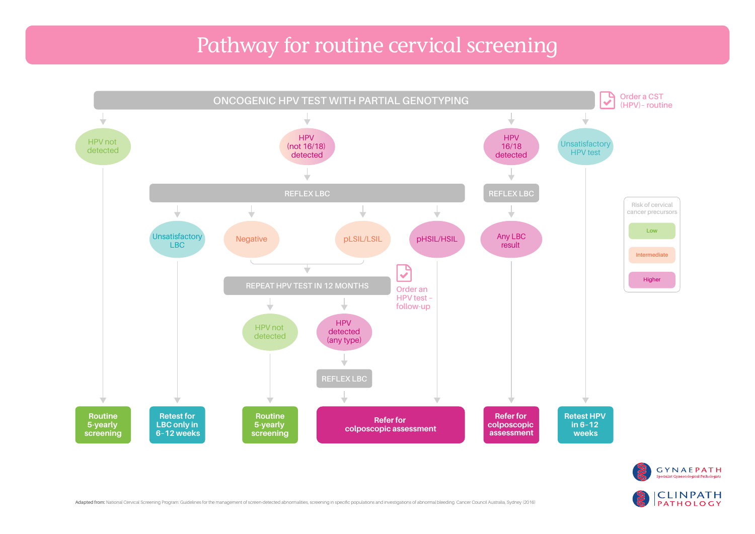# Pathway for routine cervical screening

**ONCOGENIC HPV TEST WITH PARTIAL GENOTYPING** — Order a CST (HPV) - routine

- **HPV not detected** → **Routine 5-yearly screening**
- **HPV (not 16/18) detected** → REFLEX LBC
  - **Unsatisfactory LBC** → **Retest for LBC only in 6–12 weeks**
  - **Negative** / **pLSIL/LSIL** → REPEAT HPV TEST IN 12 MONTHS (Order an HPV test - follow-up)
    - **HPV not detected** → **Routine 5-yearly screening**
    - **HPV detected (any type)** → REFLEX LBC → **Refer for colposcopic assessment**
  - **pHSIL/HSIL** → **Refer for colposcopic assessment**
- **HPV 16/18 detected** → REFLEX LBC → **Any LBC result** → **Refer for colposcopic assessment**
- **Unsatisfactory HPV test** → **Retest HPV in 6–12 weeks**

Risk of cervical cancer precursors:
- Low
- Intermediate
- Higher

GYNAEPATH Specialist Gynaecological Pathologists

CLINPATH PATHOLOGY

Adapted from: National Cervical Screening Program: Guidelines for the management of screen-detected abnormalities, screening in specific populations and investigations of abnormal bleeding. Cancer Council Australia, Sydney (2016)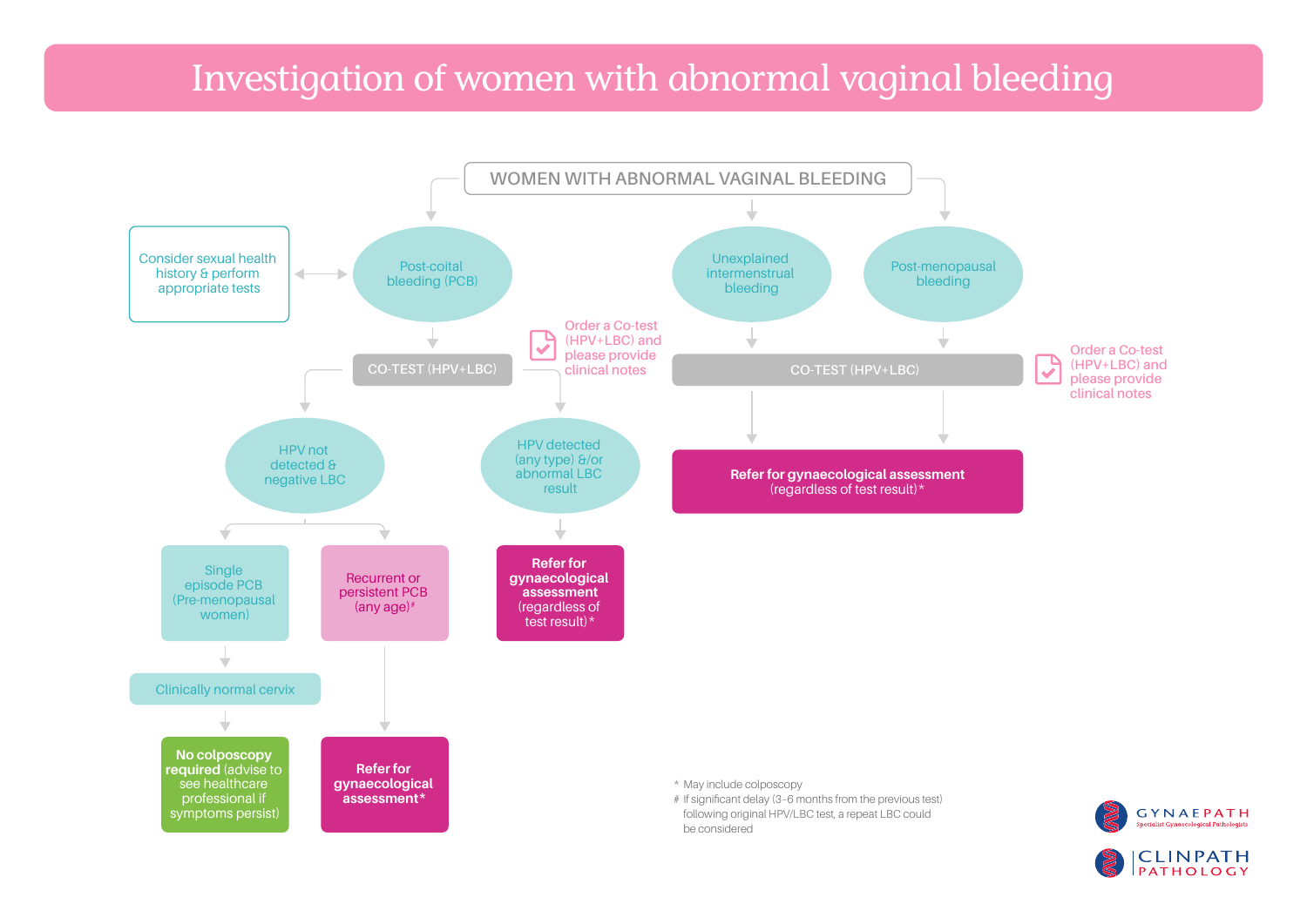# Investigation of women with abnormal vaginal bleeding

WOMEN WITH ABNORMAL VAGINAL BLEEDING

Consider sexual health history & perform appropriate tests

Post-coital bleeding (PCB)

Unexplained intermenstrual bleeding

Post-menopausal bleeding

Order a Co-test (HPV+LBC) and please provide clinical notes

CO-TEST (HPV+LBC)

CO-TEST (HPV+LBC)

Order a Co-test (HPV+LBC) and please provide clinical notes

HPV not detected & negative LBC

HPV detected (any type) &/or abnormal LBC result

**Refer for gynaecological assessment** (regardless of test result)*

Single episode PCB (Pre-menopausal women)

Recurrent or persistent PCB (any age)#

**Refer for gynaecological assessment** (regardless of test result)*

Clinically normal cervix

**No colposcopy required** (advise to see healthcare professional if symptoms persist)

**Refer for gynaecological assessment***

\* May include colposcopy

\# If significant delay (3–6 months from the previous test) following original HPV/LBC test, a repeat LBC could be considered

GYNAEPATH Specialist Gynaecological Pathologists

CLINPATH PATHOLOGY